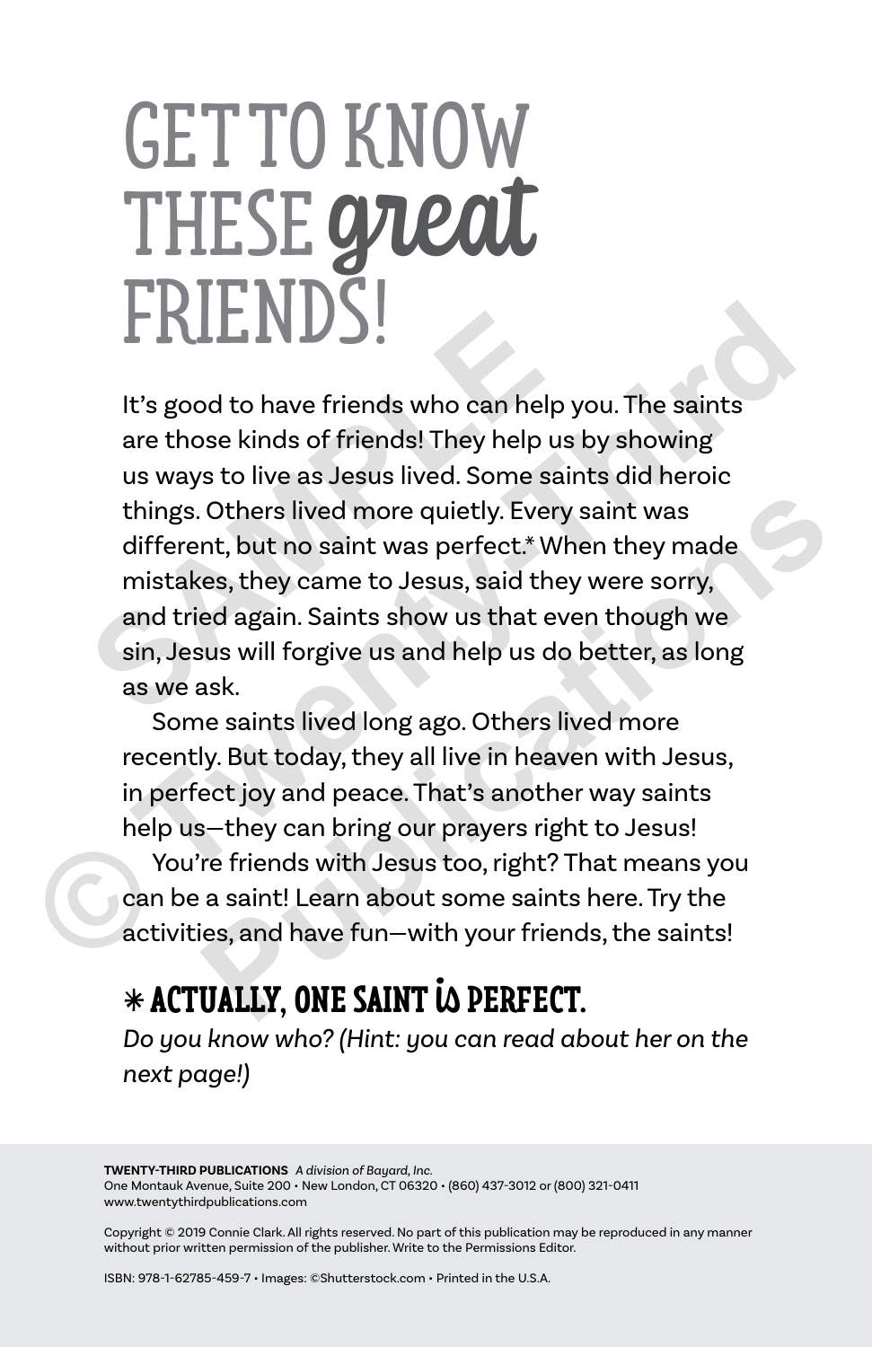# GET TO KNOW THESE *great* FRIENDS!

It's good to have friends who can help you. The saints are those kinds of friends! They help us by showing us ways to live as Jesus lived. Some saints did heroic things. Others lived more quietly. Every saint was different, but no saint was perfect.* When they made mistakes, they came to Jesus, said they were sorry, and tried again. Saints show us that even though we sin, Jesus will forgive us and help us do better, as long as we ask.

Some saints lived long ago. Others lived more recently. But today, they all live in heaven with Jesus, in perfect joy and peace. That's another way saints help us—they can bring our prayers right to Jesus!

You're friends with Jesus too, right? That means you can be a saint! Learn about some saints here. Try the activities, and have fun—with your friends, the saints!

## * ACTUALLY, ONE SAINT *is* PERFECT.

*Do you know who? (Hint: you can read about her on the next page!)*

**TWENTY-THIRD PUBLICATIONS** *A division of Bayard, Inc.*
One Montauk Avenue, Suite 200 • New London, CT 06320 • (860) 437-3012 or (800) 321-0411
www.twentythirdpublications.com

Copyright © 2019 Connie Clark. All rights reserved. No part of this publication may be reproduced in any manner without prior written permission of the publisher. Write to the Permissions Editor.

ISBN: 978-1-62785-459-7 • Images: ©Shutterstock.com • Printed in the U.S.A.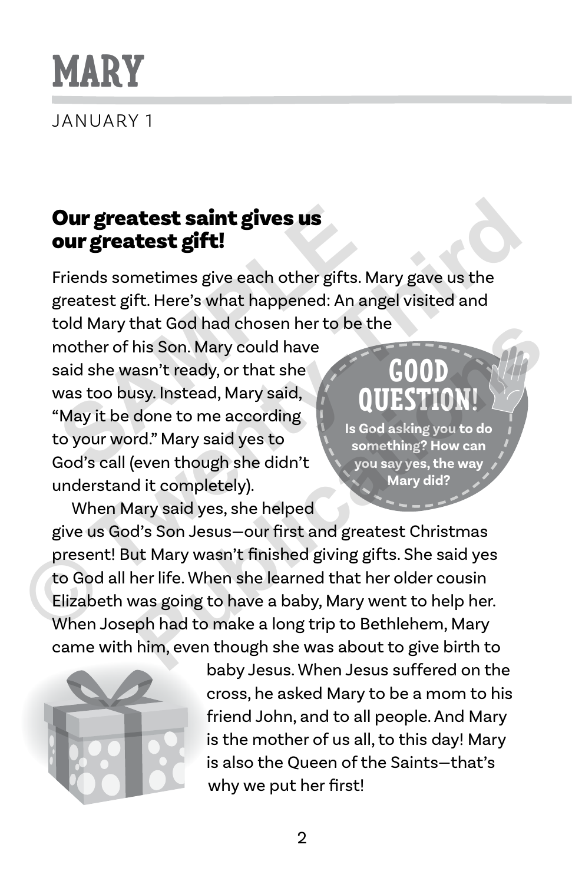# MARY

JANUARY 1

## Our greatest saint gives us our greatest gift!

Friends sometimes give each other gifts. Mary gave us the greatest gift. Here's what happened: An angel visited and told Mary that God had chosen her to be the mother of his Son. Mary could have said she wasn't ready, or that she was too busy. Instead, Mary said, "May it be done to me according to your word." Mary said yes to God's call (even though she didn't understand it completely).

> **GOOD QUESTION!**
>
> **Is God asking you to do something? How can you say yes, the way Mary did?**

When Mary said yes, she helped give us God's Son Jesus—our first and greatest Christmas present! But Mary wasn't finished giving gifts. She said yes to God all her life. When she learned that her older cousin Elizabeth was going to have a baby, Mary went to help her. When Joseph had to make a long trip to Bethlehem, Mary came with him, even though she was about to give birth to baby Jesus. When Jesus suffered on the cross, he asked Mary to be a mom to his friend John, and to all people. And Mary is the mother of us all, to this day! Mary is also the Queen of the Saints—that's why we put her first!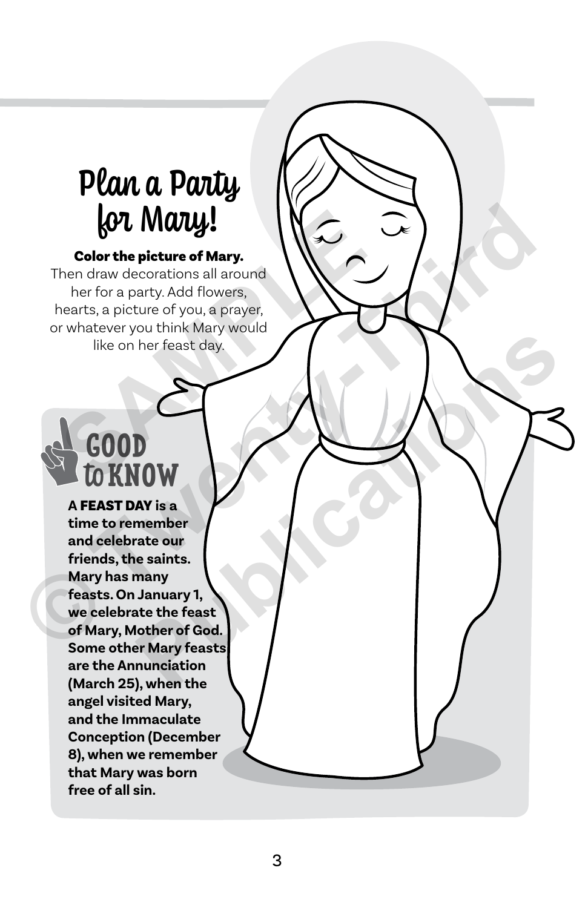# Plan a Party for Mary!

**Color the picture of Mary.**
Then draw decorations all around her for a party. Add flowers, hearts, a picture of you, a prayer, or whatever you think Mary would like on her feast day.

## GOOD to KNOW

**A FEAST DAY is a time to remember and celebrate our friends, the saints. Mary has many feasts. On January 1, we celebrate the feast of Mary, Mother of God. Some other Mary feasts are the Annunciation (March 25), when the angel visited Mary, and the Immaculate Conception (December 8), when we remember that Mary was born free of all sin.**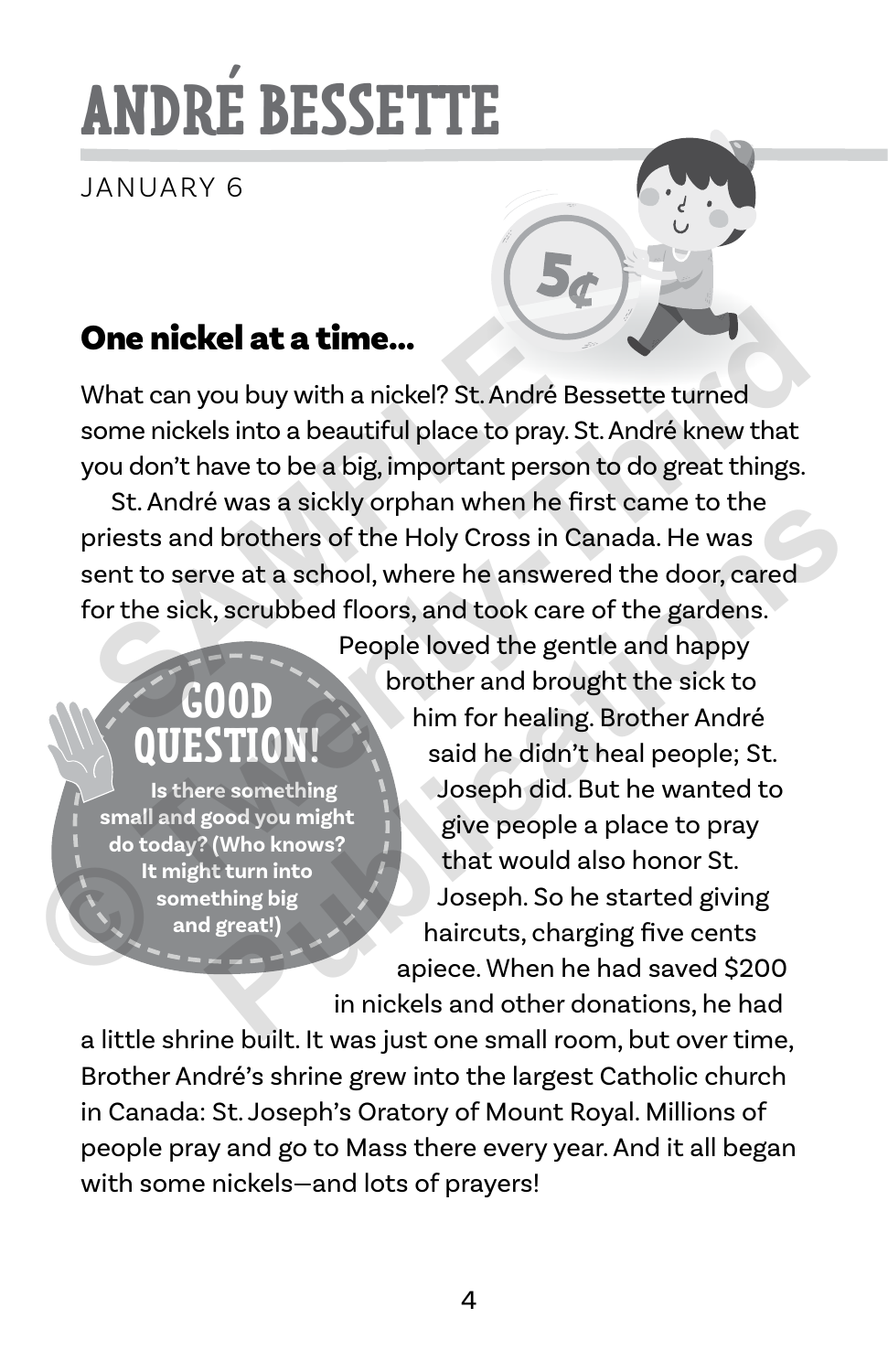# ANDRÉ BESSETTE

JANUARY 6

## One nickel at a time...

What can you buy with a nickel? St. André Bessette turned some nickels into a beautiful place to pray. St. André knew that you don't have to be a big, important person to do great things.

St. André was a sickly orphan when he first came to the priests and brothers of the Holy Cross in Canada. He was sent to serve at a school, where he answered the door, cared for the sick, scrubbed floors, and took care of the gardens. People loved the gentle and happy brother and brought the sick to him for healing. Brother André said he didn't heal people; St. Joseph did. But he wanted to give people a place to pray that would also honor St. Joseph. So he started giving haircuts, charging five cents apiece. When he had saved $200 in nickels and other donations, he had a little shrine built. It was just one small room, but over time, Brother André's shrine grew into the largest Catholic church in Canada: St. Joseph's Oratory of Mount Royal. Millions of people pray and go to Mass there every year. And it all began with some nickels—and lots of prayers!

### GOOD QUESTION!

**Is there something small and good you might do today? (Who knows? It might turn into something big and great!)**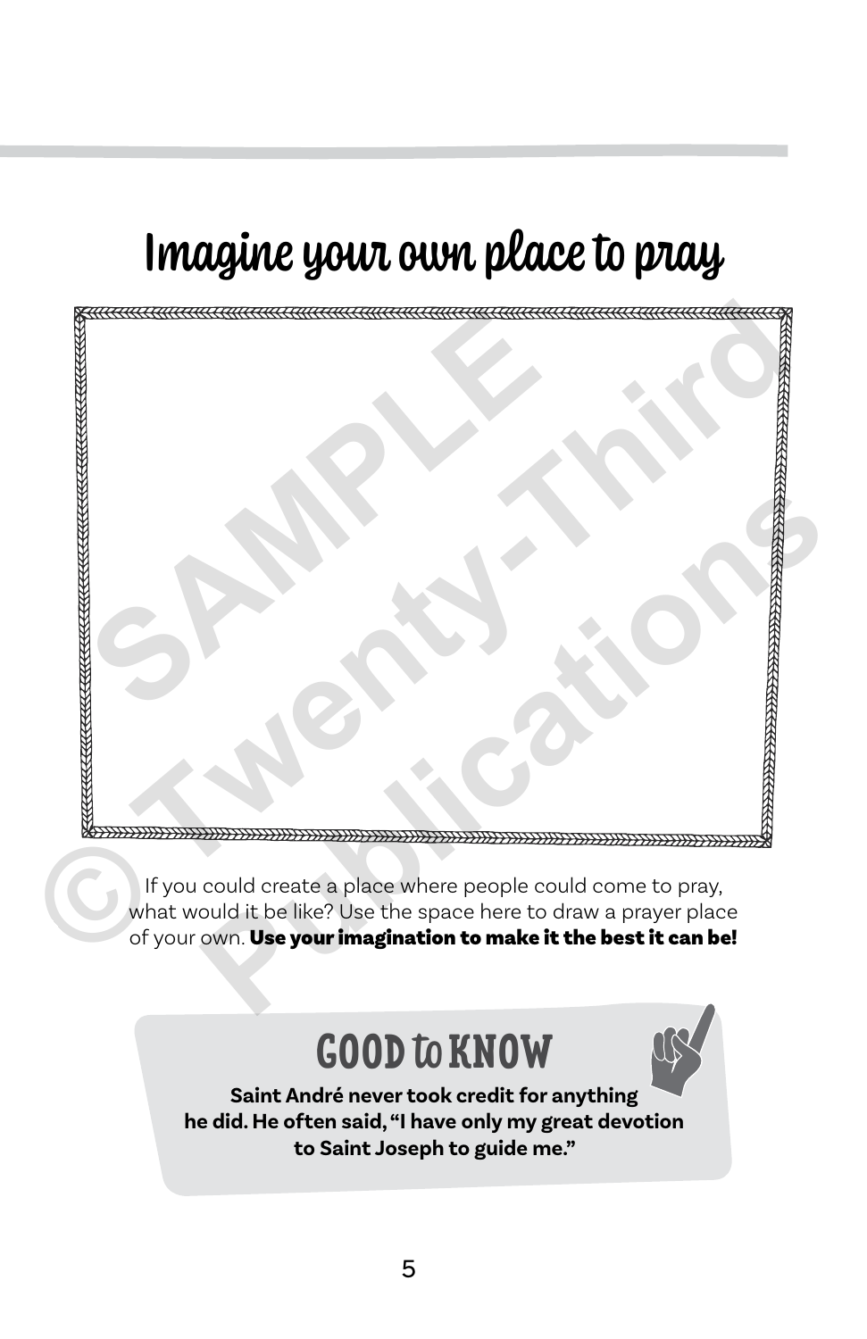# Imagine your own place to pray

If you could create a place where people could come to pray, what would it be like? Use the space here to draw a prayer place of your own. **Use your imagination to make it the best it can be!**

## GOOD to KNOW

**Saint André never took credit for anything he did. He often said, "I have only my great devotion to Saint Joseph to guide me."**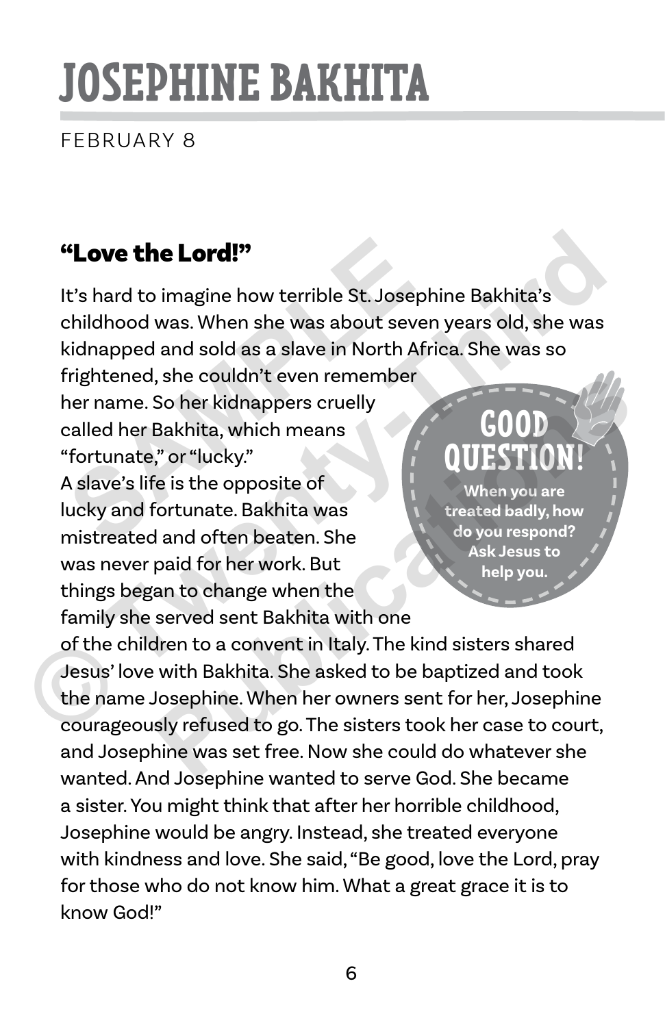# JOSEPHINE BAKHITA

FEBRUARY 8

## "Love the Lord!"

It's hard to imagine how terrible St. Josephine Bakhita's childhood was. When she was about seven years old, she was kidnapped and sold as a slave in North Africa. She was so frightened, she couldn't even remember her name. So her kidnappers cruelly called her Bakhita, which means "fortunate," or "lucky." A slave's life is the opposite of lucky and fortunate. Bakhita was mistreated and often beaten. She was never paid for her work. But things began to change when the family she served sent Bakhita with one of the children to a convent in Italy. The kind sisters shared Jesus' love with Bakhita. She asked to be baptized and took the name Josephine. When her owners sent for her, Josephine courageously refused to go. The sisters took her case to court, and Josephine was set free. Now she could do whatever she wanted. And Josephine wanted to serve God. She became a sister. You might think that after her horrible childhood, Josephine would be angry. Instead, she treated everyone with kindness and love. She said, "Be good, love the Lord, pray for those who do not know him. What a great grace it is to know God!"

> **GOOD QUESTION!**
>
> **When you are treated badly, how do you respond? Ask Jesus to help you.**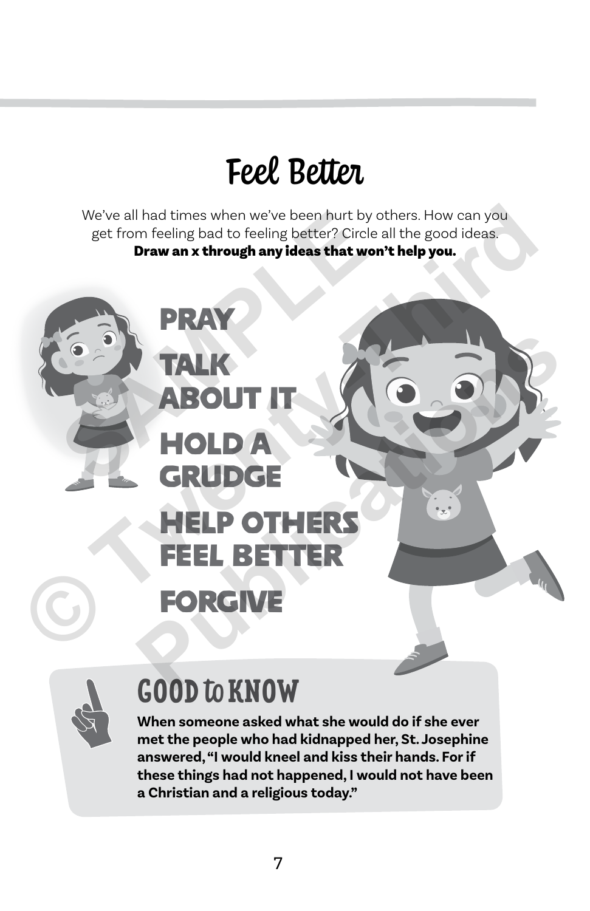# Feel Better

We've all had times when we've been hurt by others. How can you get from feeling bad to feeling better? Circle all the good ideas. **Draw an x through any ideas that won't help you.**

**PRAY**

**TALK ABOUT IT**

**HOLD A GRUDGE**

**HELP OTHERS FEEL BETTER**

**FORGIVE**

## GOOD to KNOW

**When someone asked what she would do if she ever met the people who had kidnapped her, St. Josephine answered, "I would kneel and kiss their hands. For if these things had not happened, I would not have been a Christian and a religious today."**